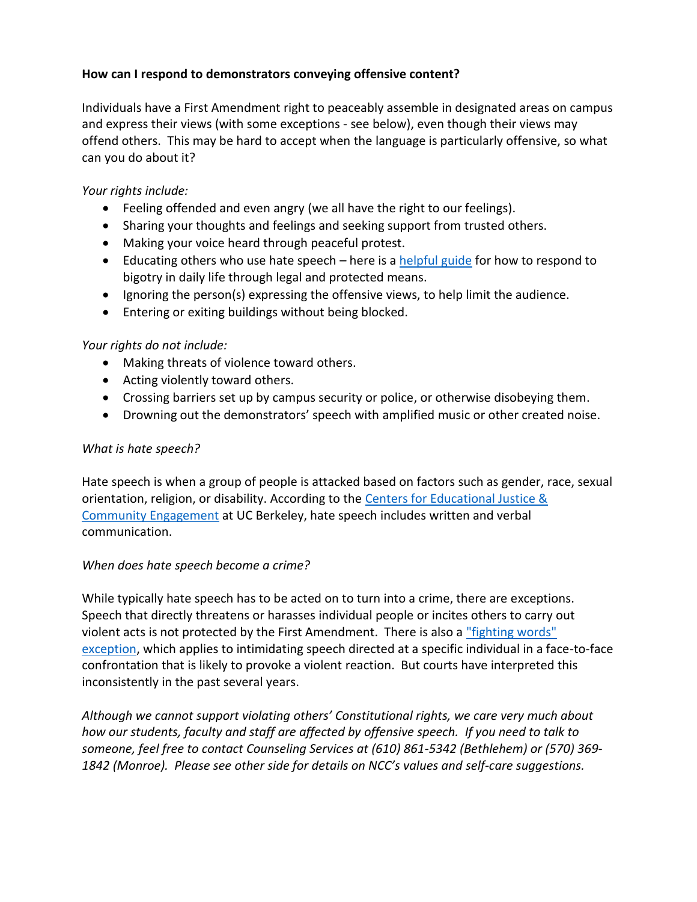**How can I respond to demonstrators conveying offensive content?**

Individuals have a First Amendment right to peaceably assemble in designated areas on campus and express their views (with some exceptions - see below), even though their views may offend others. This may be hard to accept when the language is particularly offensive, so what can you do about it?

*Your rights include:*

- Feeling offended and even angry (we all have the right to our feelings).
- Sharing your thoughts and feelings and seeking support from trusted others.
- Making your voice heard through peaceful protest.
- Educating others who use hate speech – here is a helpful guide for how to respond to bigotry in daily life through legal and protected means.
- Ignoring the person(s) expressing the offensive views, to help limit the audience.
- Entering or exiting buildings without being blocked.

*Your rights do not include:*

- Making threats of violence toward others.
- Acting violently toward others.
- Crossing barriers set up by campus security or police, or otherwise disobeying them.
- Drowning out the demonstrators' speech with amplified music or other created noise.

*What is hate speech?*

Hate speech is when a group of people is attacked based on factors such as gender, race, sexual orientation, religion, or disability. According to the Centers for Educational Justice & Community Engagement at UC Berkeley, hate speech includes written and verbal communication.

*When does hate speech become a crime?*

While typically hate speech has to be acted on to turn into a crime, there are exceptions. Speech that directly threatens or harasses individual people or incites others to carry out violent acts is not protected by the First Amendment. There is also a "fighting words" exception, which applies to intimidating speech directed at a specific individual in a face-to-face confrontation that is likely to provoke a violent reaction. But courts have interpreted this inconsistently in the past several years.

*Although we cannot support violating others' Constitutional rights, we care very much about how our students, faculty and staff are affected by offensive speech. If you need to talk to someone, feel free to contact Counseling Services at (610) 861-5342 (Bethlehem) or (570) 369-1842 (Monroe). Please see other side for details on NCC's values and self-care suggestions.*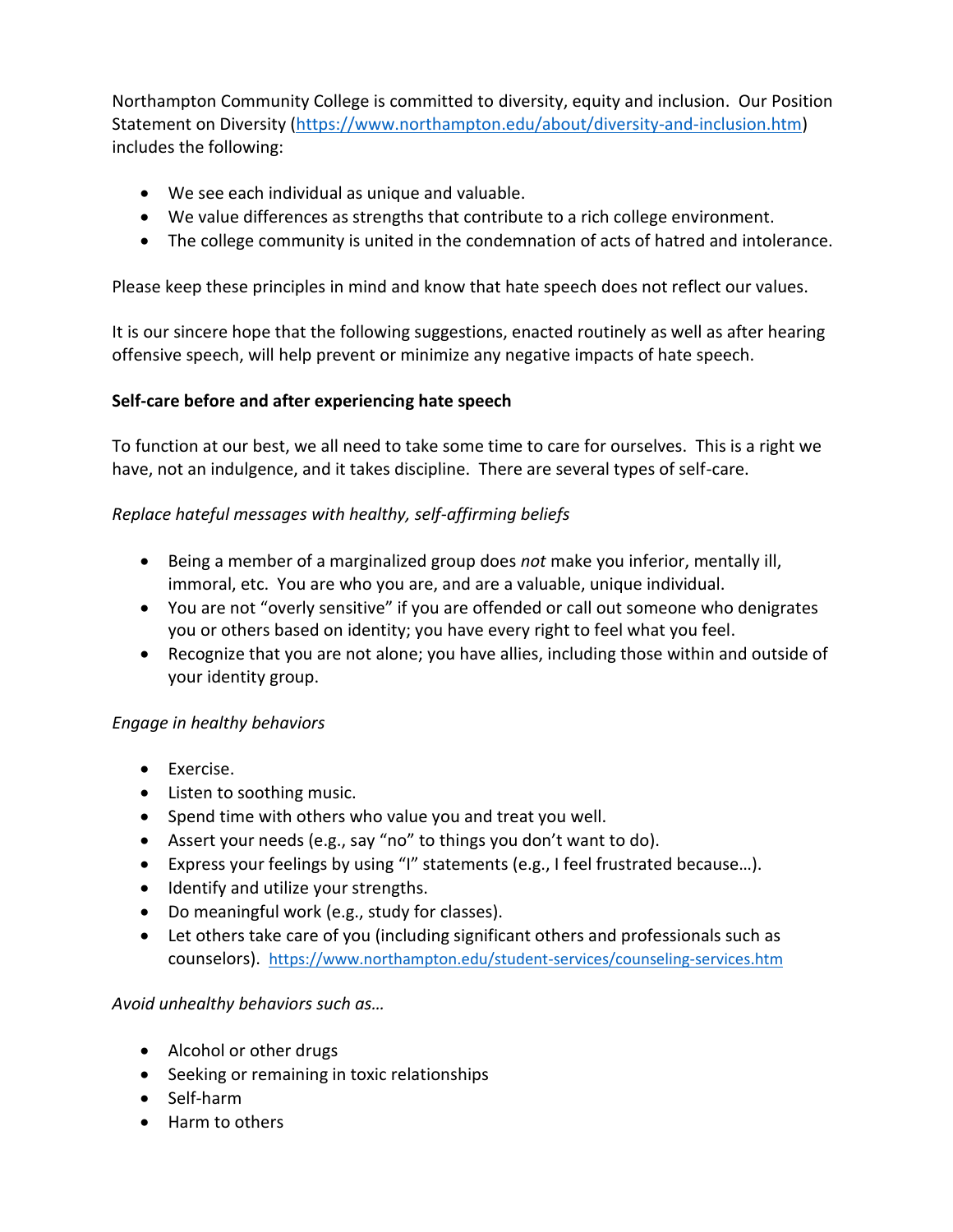Northampton Community College is committed to diversity, equity and inclusion. Our Position Statement on Diversity (https://www.northampton.edu/about/diversity-and-inclusion.htm) includes the following:

- We see each individual as unique and valuable.
- We value differences as strengths that contribute to a rich college environment.
- The college community is united in the condemnation of acts of hatred and intolerance.

Please keep these principles in mind and know that hate speech does not reflect our values.

It is our sincere hope that the following suggestions, enacted routinely as well as after hearing offensive speech, will help prevent or minimize any negative impacts of hate speech.

**Self-care before and after experiencing hate speech**

To function at our best, we all need to take some time to care for ourselves. This is a right we have, not an indulgence, and it takes discipline. There are several types of self-care.

*Replace hateful messages with healthy, self-affirming beliefs*

- Being a member of a marginalized group does *not* make you inferior, mentally ill, immoral, etc. You are who you are, and are a valuable, unique individual.
- You are not "overly sensitive" if you are offended or call out someone who denigrates you or others based on identity; you have every right to feel what you feel.
- Recognize that you are not alone; you have allies, including those within and outside of your identity group.

*Engage in healthy behaviors*

- Exercise.
- Listen to soothing music.
- Spend time with others who value you and treat you well.
- Assert your needs (e.g., say "no" to things you don't want to do).
- Express your feelings by using "I" statements (e.g., I feel frustrated because…).
- Identify and utilize your strengths.
- Do meaningful work (e.g., study for classes).
- Let others take care of you (including significant others and professionals such as counselors). https://www.northampton.edu/student-services/counseling-services.htm

*Avoid unhealthy behaviors such as…*

- Alcohol or other drugs
- Seeking or remaining in toxic relationships
- Self-harm
- Harm to others